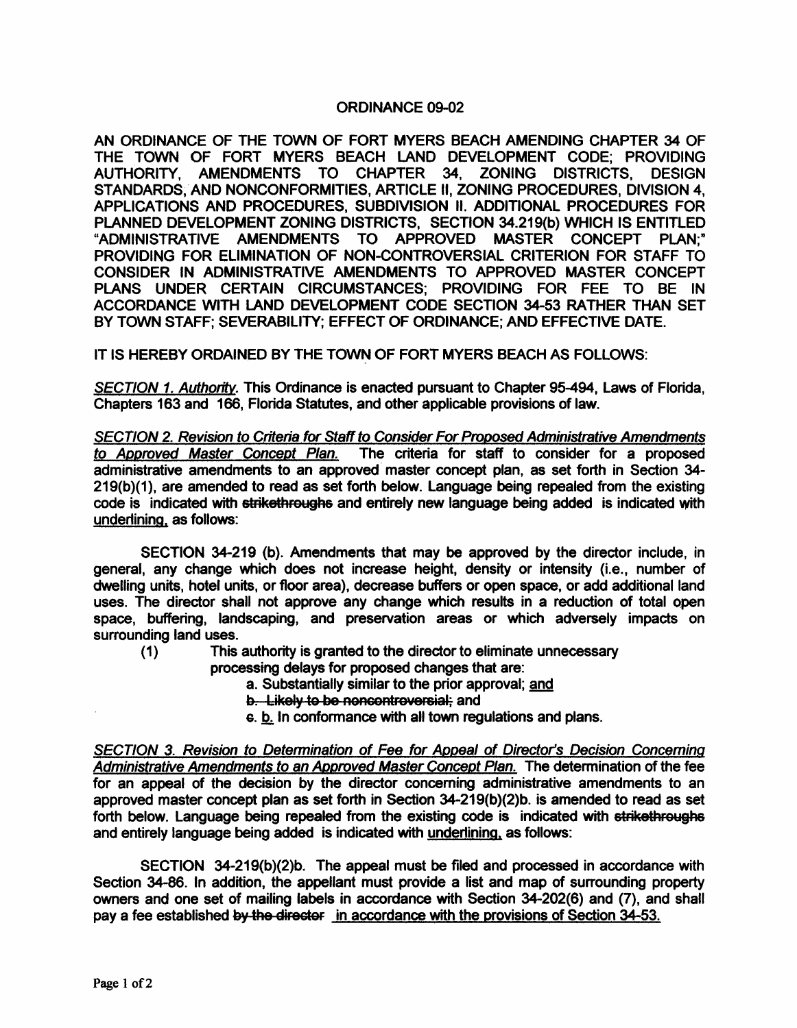# ORDINANCE 09-02

AN ORDINANCE OF THE TOWN OF FORT MYERS BEACH AMENDING CHAPTER 34 OF THE TOWN OF FORT MYERS BEACH LAND DEVELOPMENT CODE; PROVIDING AUTHORITY, AMENDMENTS TO CHAPTER 34, ZONING DISTRICTS, DESIGN STANDARDS, AND NONCONFORMITIES, ARTICLE II, ZONING PROCEDURES, DIVISION 4, APPLICATIONS AND PROCEDURES, SUBDIVISION II. ADDITIONAL PROCEDURES FOR PLANNED DEVELOPMENT ZONING DISTRICTS, SECTION 34.219(b) WHICH IS ENTITLED "ADMINISTRATIVE AMENDMENTS TO APPROVED MASTER CONCEPT PLAN;" PROVIDING FOR ELIMINATION OF NON-CONTROVERSIAL CRITERION FOR STAFF TO CONSIDER IN ADMINISTRATIVE AMENDMENTS TO APPROVED MASTER CONCEPT PLANS UNDER CERTAIN CIRCUMSTANCES; PROVIDING FOR FEE TO BE IN ACCORDANCE WITH LAND DEVELOPMENT CODE SECTION 34-53 RATHER THAN SET BY TOWN STAFF; SEVERABILITY; EFFECT OF ORDINANCE; AND EFFECTIVE DATE.

IT IS HEREBY ORDAINED BY THE TOWN OF FORT MYERS BEACH AS FOLLOWS:

<u>*SECTION 1. Authority.*</u> This Ordinance is enacted pursuant to Chapter 95-494, Laws of Florida, Chapters 163 and 166, Florida Statutes, and other applicable provisions of law.

<u>*SECTION 2. Revision to Criteria for Staff to Consider For Proposed Administrative Amendments to Approved Master Concept Plan.*</u> The criteria for staff to consider for a proposed administrative amendments to an approved master concept plan, as set forth in Section 34-219(b)(1), are amended to read as set forth below. Language being repealed from the existing code is indicated with ~~strikethroughs~~ and entirely new language being added is indicated with <u>underlining</u>, as follows:

SECTION 34-219 (b). Amendments that may be approved by the director include, in general, any change which does not increase height, density or intensity (i.e., number of dwelling units, hotel units, or floor area), decrease buffers or open space, or add additional land uses. The director shall not approve any change which results in a reduction of total open space, buffering, landscaping, and preservation areas or which adversely impacts on surrounding land uses.

(1) This authority is granted to the director to eliminate unnecessary processing delays for proposed changes that are:

a. Substantially similar to the prior approval; <u>and</u>

~~b. Likely to be noncontroversial;~~ and

~~c.~~ <u>b.</u> In conformance with all town regulations and plans.

<u>*SECTION 3. Revision to Determination of Fee for Appeal of Director's Decision Concerning Administrative Amendments to an Approved Master Concept Plan.*</u> The determination of the fee for an appeal of the decision by the director concerning administrative amendments to an approved master concept plan as set forth in Section 34-219(b)(2)b. is amended to read as set forth below. Language being repealed from the existing code is indicated with ~~strikethroughs~~ and entirely language being added is indicated with <u>underlining</u>, as follows:

SECTION 34-219(b)(2)b. The appeal must be filed and processed in accordance with Section 34-86. In addition, the appellant must provide a list and map of surrounding property owners and one set of mailing labels in accordance with Section 34-202(6) and (7), and shall pay a fee established ~~by the director~~ <u>in accordance with the provisions of Section 34-53.</u>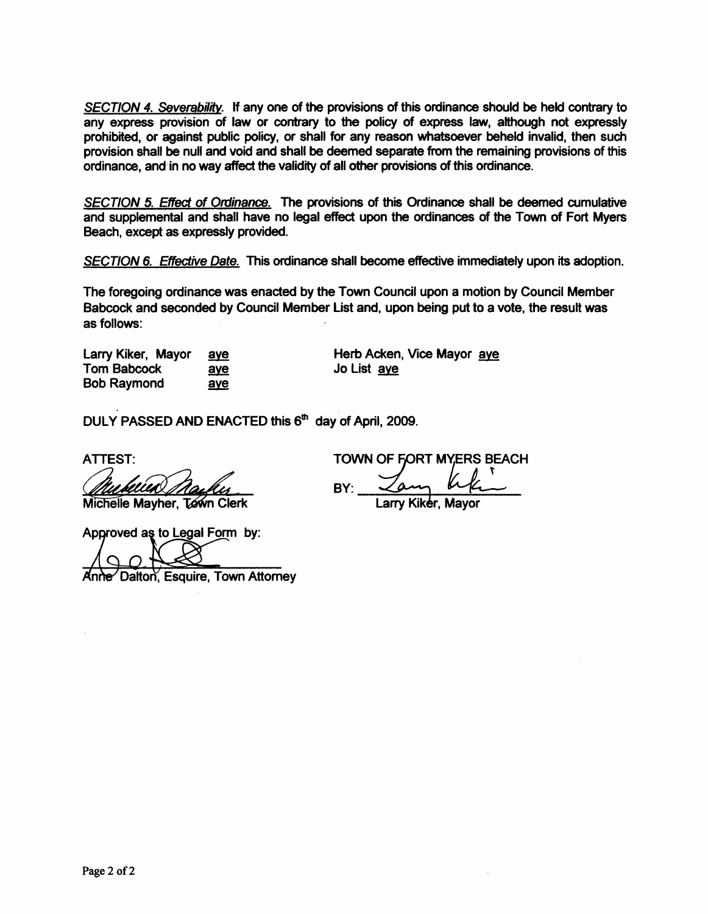*SECTION 4. Severability.* If any one of the provisions of this ordinance should be held contrary to any express provision of law or contrary to the policy of express law, although not expressly prohibited, or against public policy, or shall for any reason whatsoever beheld invalid, then such provision shall be null and void and shall be deemed separate from the remaining provisions of this ordinance, and in no way affect the validity of all other provisions of this ordinance.

*SECTION 5. Effect of Ordinance.* The provisions of this Ordinance shall be deemed cumulative and supplemental and shall have no legal effect upon the ordinances of the Town of Fort Myers Beach, except as expressly provided.

*SECTION 6. Effective Date.* This ordinance shall become effective immediately upon its adoption.

The foregoing ordinance was enacted by the Town Council upon a motion by Council Member Babcock and seconded by Council Member List and, upon being put to a vote, the result was as follows:

| | | |
|---|---|---|
| Larry Kiker, Mayor | aye | Herb Acken, Vice Mayor aye |
| Tom Babcock | aye | Jo List aye |
| Bob Raymond | aye | |

DULY PASSED AND ENACTED this 6th day of April, 2009.

ATTEST:

Michelle Mayher, Town Clerk

TOWN OF FORT MYERS BEACH

BY: Larry Kiker, Mayor

Approved as to Legal Form by:

Anne Dalton, Esquire, Town Attorney